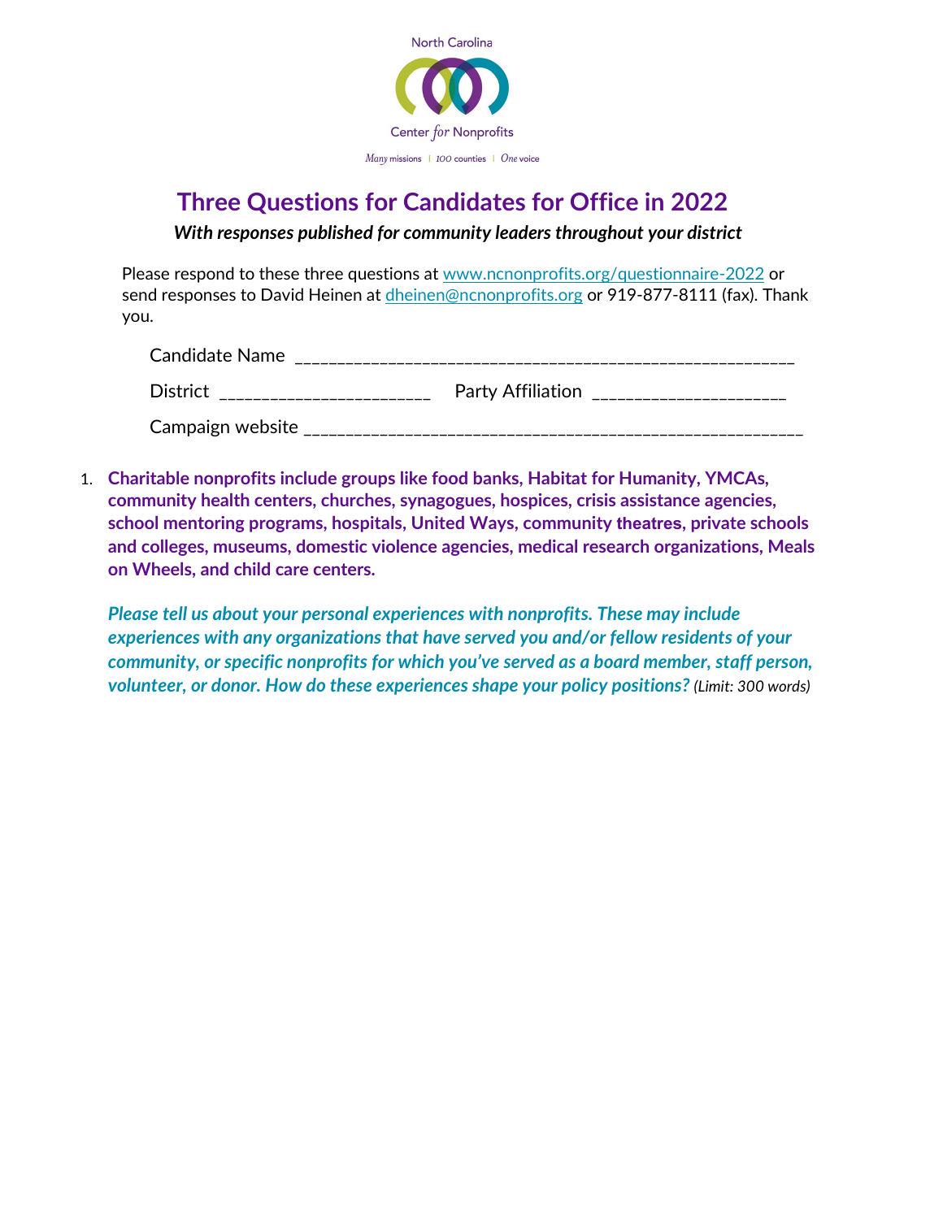North Carolina

Center *for* Nonprofits

*Many* missions | *100* counties | *One* voice

# Three Questions for Candidates for Office in 2022

***With responses published for community leaders throughout your district***

Please respond to these three questions at [www.ncnonprofits.org/questionnaire-2022](http://www.ncnonprofits.org/questionnaire-2022) or send responses to David Heinen at [dheinen@ncnonprofits.org](mailto:dheinen@ncnonprofits.org) or 919-877-8111 (fax). Thank you.

Candidate Name ___________________________________________________________

District ________________________ Party Affiliation ______________________

Campaign website _________________________________________________________

1. **Charitable nonprofits include groups like food banks, Habitat for Humanity, YMCAs, community health centers, churches, synagogues, hospices, crisis assistance agencies, school mentoring programs, hospitals, United Ways, community theatres, private schools and colleges, museums, domestic violence agencies, medical research organizations, Meals on Wheels, and child care centers.**

   ***Please tell us about your personal experiences with nonprofits. These may include experiences with any organizations that have served you and/or fellow residents of your community, or specific nonprofits for which you've served as a board member, staff person, volunteer, or donor. How do these experiences shape your policy positions?*** *(Limit: 300 words)*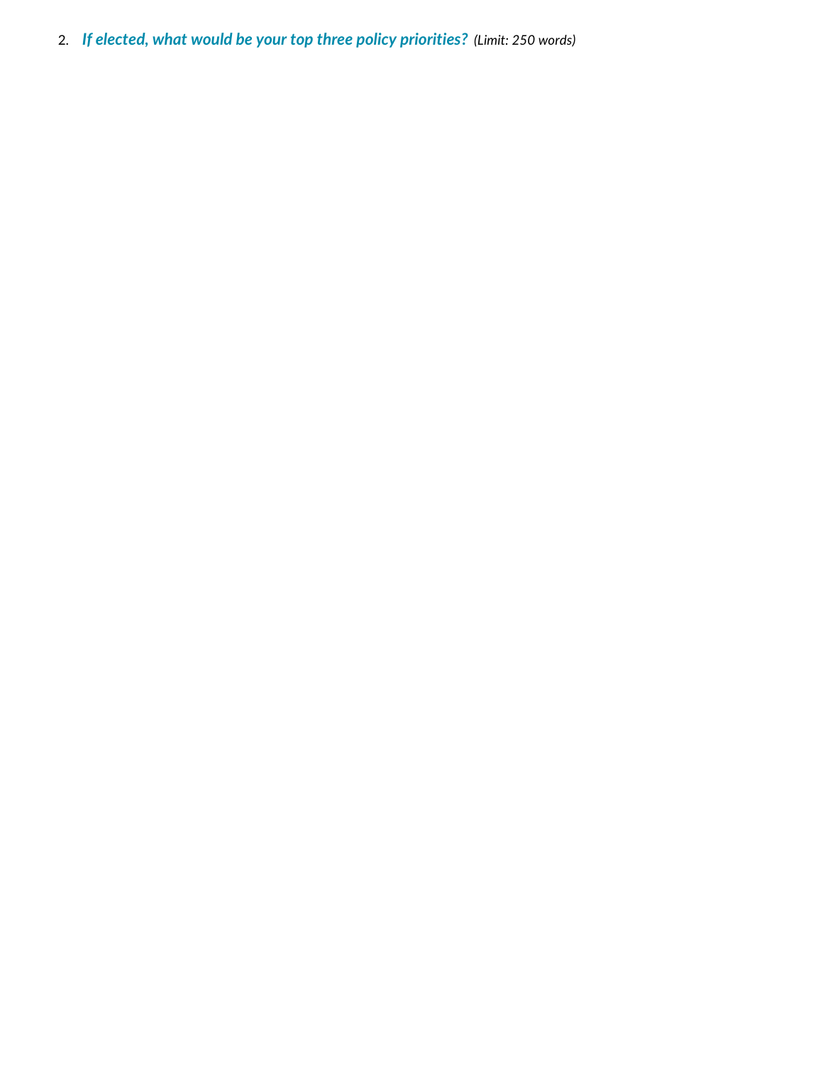2. ***If elected, what would be your top three policy priorities?*** *(Limit: 250 words)*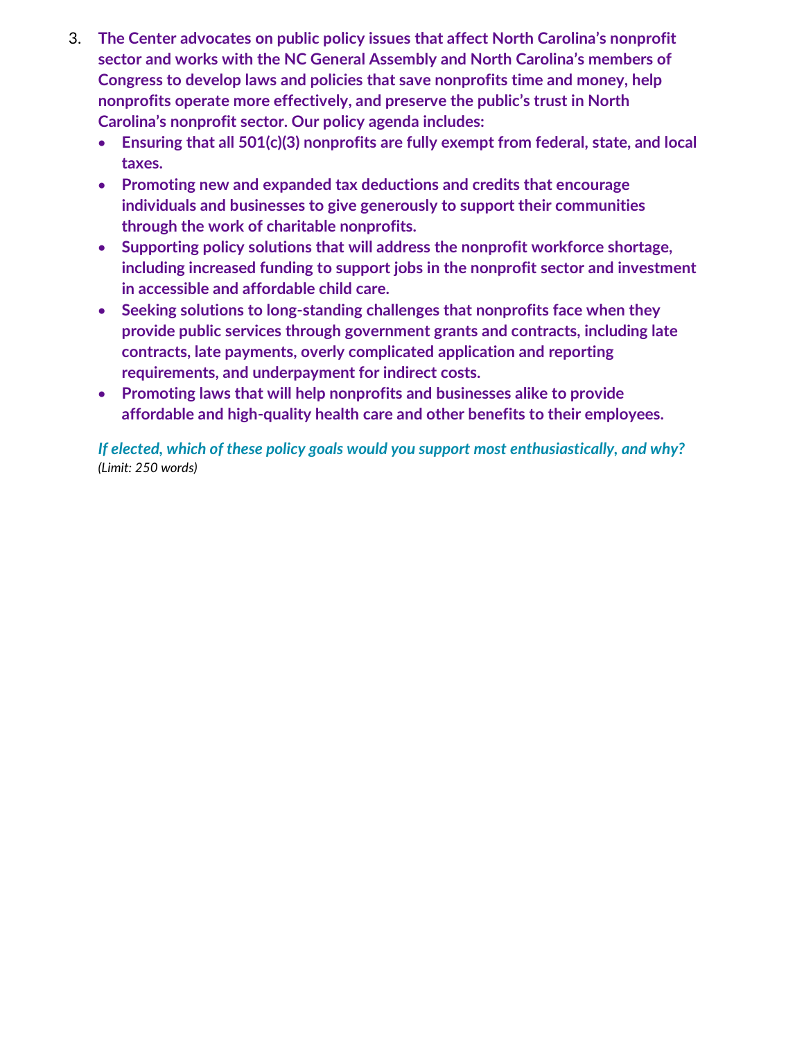3. **The Center advocates on public policy issues that affect North Carolina's nonprofit sector and works with the NC General Assembly and North Carolina's members of Congress to develop laws and policies that save nonprofits time and money, help nonprofits operate more effectively, and preserve the public's trust in North Carolina's nonprofit sector. Our policy agenda includes:**
   - **Ensuring that all 501(c)(3) nonprofits are fully exempt from federal, state, and local taxes.**
   - **Promoting new and expanded tax deductions and credits that encourage individuals and businesses to give generously to support their communities through the work of charitable nonprofits.**
   - **Supporting policy solutions that will address the nonprofit workforce shortage, including increased funding to support jobs in the nonprofit sector and investment in accessible and affordable child care.**
   - **Seeking solutions to long-standing challenges that nonprofits face when they provide public services through government grants and contracts, including late contracts, late payments, overly complicated application and reporting requirements, and underpayment for indirect costs.**
   - **Promoting laws that will help nonprofits and businesses alike to provide affordable and high-quality health care and other benefits to their employees.**

   ***If elected, which of these policy goals would you support most enthusiastically, and why?***
   *(Limit: 250 words)*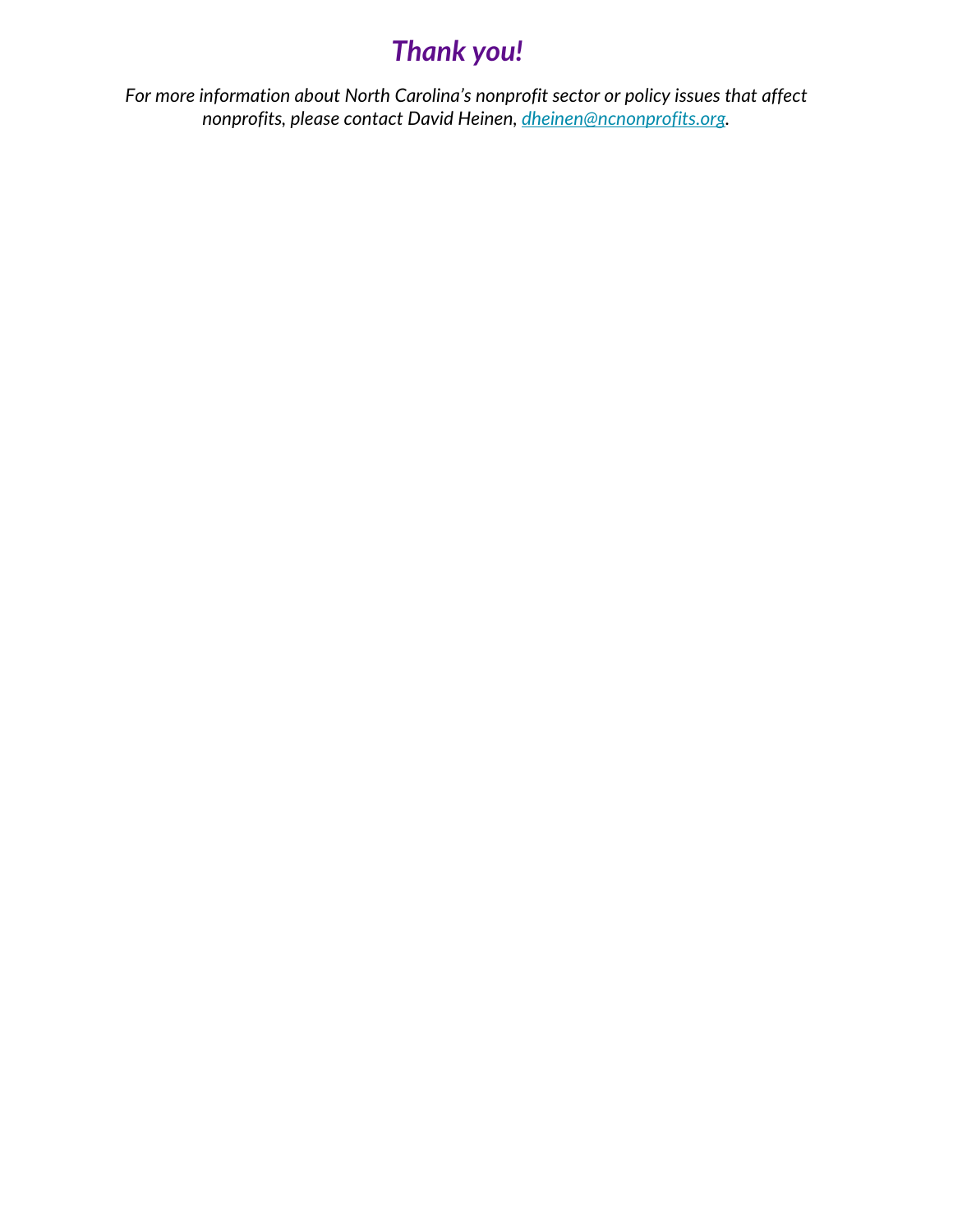## *Thank you!*

*For more information about North Carolina's nonprofit sector or policy issues that affect nonprofits, please contact David Heinen, [dheinen@ncnonprofits.org](mailto:dheinen@ncnonprofits.org).*